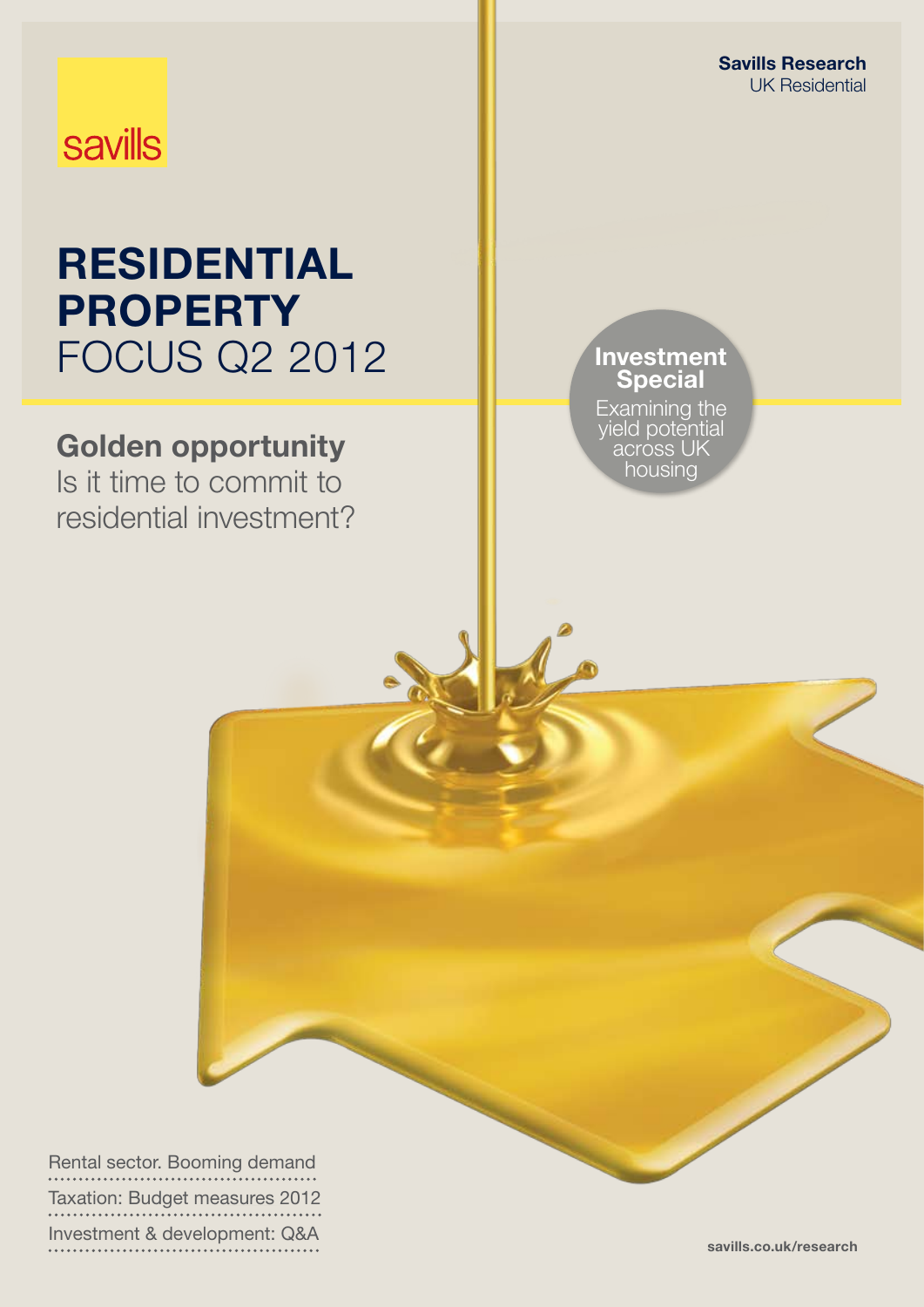savills

Savills Research
UK Residential

# RESIDENTIAL PROPERTY FOCUS Q2 2012

## Golden opportunity

Is it time to commit to residential investment?

**Investment Special**
Examining the yield potential across UK housing

Rental sector. Booming demand

Taxation: Budget measures 2012

Investment & development: Q&A

savills.co.uk/research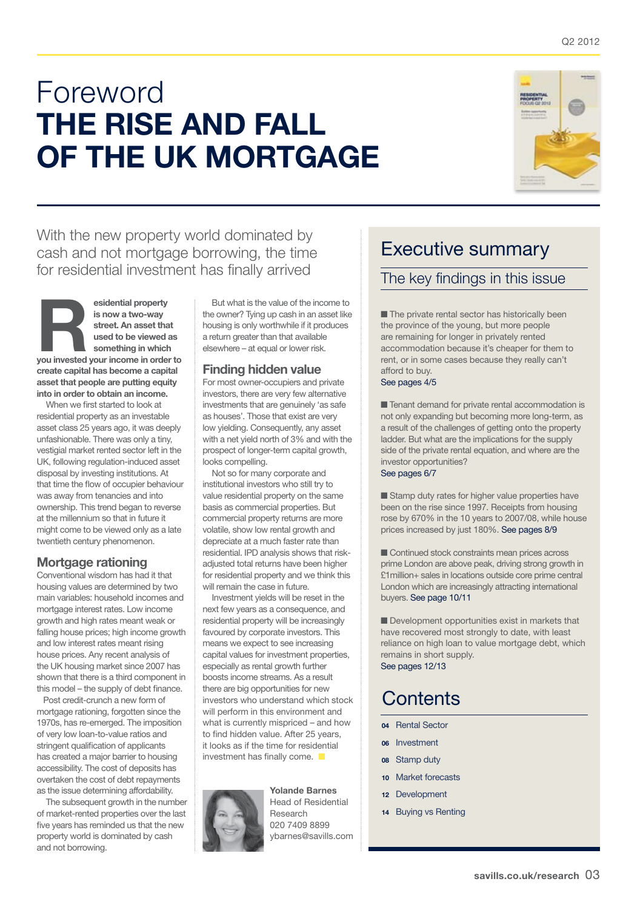# Foreword
# THE RISE AND FALL OF THE UK MORTGAGE

With the new property world dominated by cash and not mortgage borrowing, the time for residential investment has finally arrived

**Residential property is now a two-way street. An asset that used to be viewed as something in which you invested your income in order to create capital has become a capital asset that people are putting equity into in order to obtain an income.**

When we first started to look at residential property as an investable asset class 25 years ago, it was deeply unfashionable. There was only a tiny, vestigial market rented sector left in the UK, following regulation-induced asset disposal by investing institutions. At that time the flow of occupier behaviour was away from tenancies and into ownership. This trend began to reverse at the millennium so that in future it might come to be viewed only as a late twentieth century phenomenon.

## Mortgage rationing

Conventional wisdom has had it that housing values are determined by two main variables: household incomes and mortgage interest rates. Low income growth and high rates meant weak or falling house prices; high income growth and low interest rates meant rising house prices. Any recent analysis of the UK housing market since 2007 has shown that there is a third component in this model – the supply of debt finance.

Post credit-crunch a new form of mortgage rationing, forgotten since the 1970s, has re-emerged. The imposition of very low loan-to-value ratios and stringent qualification of applicants has created a major barrier to housing accessibility. The cost of deposits has overtaken the cost of debt repayments as the issue determining affordability.

The subsequent growth in the number of market-rented properties over the last five years has reminded us that the new property world is dominated by cash and not borrowing.

But what is the value of the income to the owner? Tying up cash in an asset like housing is only worthwhile if it produces a return greater than that available elsewhere – at equal or lower risk.

## Finding hidden value

For most owner-occupiers and private investors, there are very few alternative investments that are genuinely 'as safe as houses'. Those that exist are very low yielding. Consequently, any asset with a net yield north of 3% and with the prospect of longer-term capital growth, looks compelling.

Not so for many corporate and institutional investors who still try to value residential property on the same basis as commercial properties. But commercial property returns are more volatile, show low rental growth and depreciate at a much faster rate than residential. IPD analysis shows that risk-adjusted total returns have been higher for residential property and we think this will remain the case in future.

Investment yields will be reset in the next few years as a consequence, and residential property will be increasingly favoured by corporate investors. This means we expect to see increasing capital values for investment properties, especially as rental growth further boosts income streams. As a result there are big opportunities for new investors who understand which stock will perform in this environment and what is currently mispriced – and how to find hidden value. After 25 years, it looks as if the time for residential investment has finally come.

**Yolande Barnes**
Head of Residential Research
020 7409 8899
ybarnes@savills.com

# Executive summary

## The key findings in this issue

- The private rental sector has historically been the province of the young, but more people are remaining for longer in privately rented accommodation because it's cheaper for them to rent, or in some cases because they really can't afford to buy.
See pages 4/5

- Tenant demand for private rental accommodation is not only expanding but becoming more long-term, as a result of the challenges of getting onto the property ladder. But what are the implications for the supply side of the private rental equation, and where are the investor opportunities?
See pages 6/7

- Stamp duty rates for higher value properties have been on the rise since 1997. Receipts from housing rose by 670% in the 10 years to 2007/08, while house prices increased by just 180%. See pages 8/9

- Continued stock constraints mean prices across prime London are above peak, driving strong growth in £1million+ sales in locations outside core prime central London which are increasingly attracting international buyers. See page 10/11

- Development opportunities exist in markets that have recovered most strongly to date, with least reliance on high loan to value mortgage debt, which remains in short supply.
See pages 12/13

# Contents

- 04 Rental Sector
- 06 Investment
- 08 Stamp duty
- 10 Market forecasts
- 12 Development
- 14 Buying vs Renting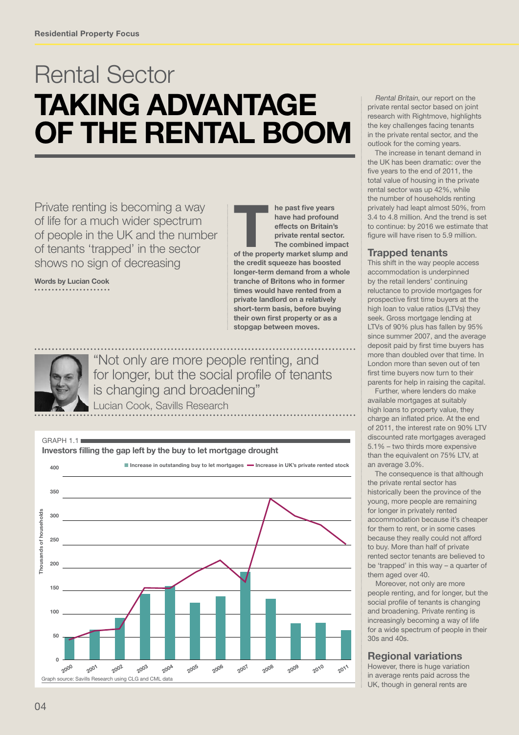# Rental Sector

# TAKING ADVANTAGE OF THE RENTAL BOOM

Private renting is becoming a way of life for a much wider spectrum of people in the UK and the number of tenants 'trapped' in the sector shows no sign of decreasing

**Words by Lucian Cook**

**The past five years have had profound effects on Britain's private rental sector. The combined impact of the property market slump and the credit squeeze has boosted longer-term demand from a whole tranche of Britons who in former times would have rented from a private landlord on a relatively short-term basis, before buying their own first property or as a stopgap between moves.**

> "Not only are more people renting, and for longer, but the social profile of tenants is changing and broadening"
> Lucian Cook, Savills Research

GRAPH 1.1

**Investors filling the gap left by the buy to let mortgage drought**

Graph source: Savills Research using CLG and CML data

*Rental Britain*, our report on the private rental sector based on joint research with Rightmove, highlights the key challenges facing tenants in the private rental sector, and the outlook for the coming years.

The increase in tenant demand in the UK has been dramatic: over the five years to the end of 2011, the total value of housing in the private rental sector was up 42%, while the number of households renting privately had leapt almost 50%, from 3.4 to 4.8 million. And the trend is set to continue: by 2016 we estimate that figure will have risen to 5.9 million.

## Trapped tenants

This shift in the way people access accommodation is underpinned by the retail lenders' continuing reluctance to provide mortgages for prospective first time buyers at the high loan to value ratios (LTVs) they seek. Gross mortgage lending at LTVs of 90% plus has fallen by 95% since summer 2007, and the average deposit paid by first time buyers has more than doubled over that time. In London more than seven out of ten first time buyers now turn to their parents for help in raising the capital.

Further, where lenders do make available mortgages at suitably high loans to property value, they charge an inflated price. At the end of 2011, the interest rate on 90% LTV discounted rate mortgages averaged 5.1% – two thirds more expensive than the equivalent on 75% LTV, at an average 3.0%.

The consequence is that although the private rental sector has historically been the province of the young, more people are remaining for longer in privately rented accommodation because it's cheaper for them to rent, or in some cases because they really could not afford to buy. More than half of private rented sector tenants are believed to be 'trapped' in this way – a quarter of them aged over 40.

Moreover, not only are more people renting, and for longer, but the social profile of tenants is changing and broadening. Private renting is increasingly becoming a way of life for a wide spectrum of people in their 30s and 40s.

## Regional variations

However, there is huge variation in average rents paid across the UK, though in general rents are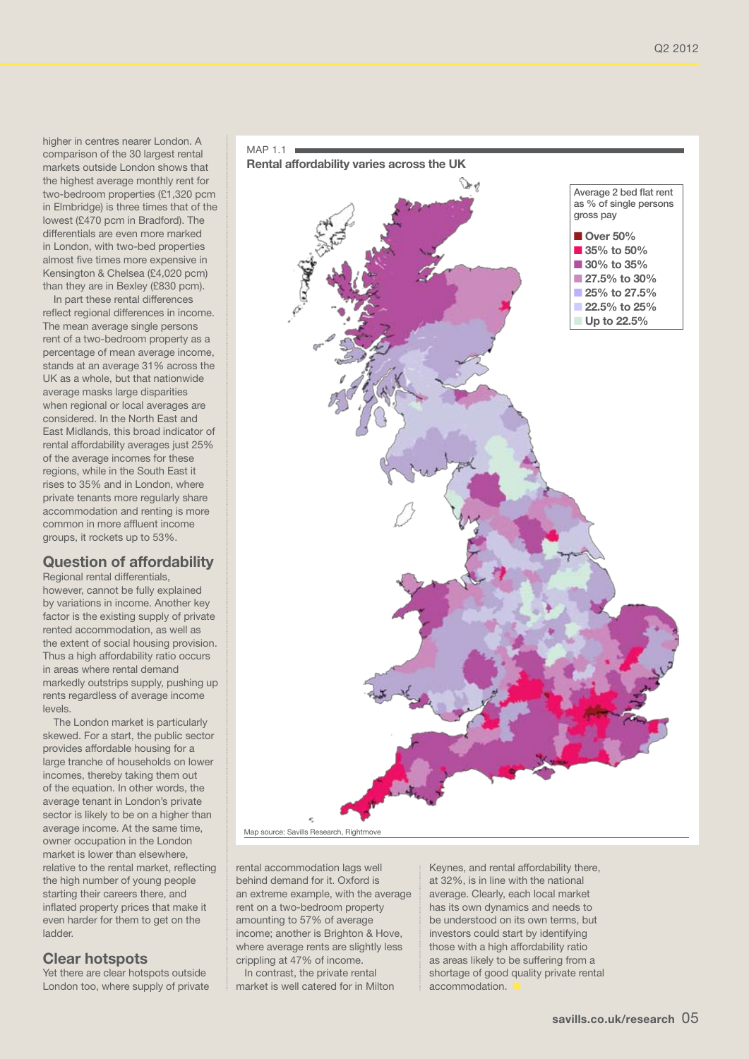higher in centres nearer London. A comparison of the 30 largest rental markets outside London shows that the highest average monthly rent for two-bedroom properties (£1,320 pcm in Elmbridge) is three times that of the lowest (£470 pcm in Bradford). The differentials are even more marked in London, with two-bed properties almost five times more expensive in Kensington & Chelsea (£4,020 pcm) than they are in Bexley (£830 pcm).

In part these rental differences reflect regional differences in income. The mean average single persons rent of a two-bedroom property as a percentage of mean average income, stands at an average 31% across the UK as a whole, but that nationwide average masks large disparities when regional or local averages are considered. In the North East and East Midlands, this broad indicator of rental affordability averages just 25% of the average incomes for these regions, while in the South East it rises to 35% and in London, where private tenants more regularly share accommodation and renting is more common in more affluent income groups, it rockets up to 53%.

## Question of affordability

Regional rental differentials, however, cannot be fully explained by variations in income. Another key factor is the existing supply of private rented accommodation, as well as the extent of social housing provision. Thus a high affordability ratio occurs in areas where rental demand markedly outstrips supply, pushing up rents regardless of average income levels.

The London market is particularly skewed. For a start, the public sector provides affordable housing for a large tranche of households on lower incomes, thereby taking them out of the equation. In other words, the average tenant in London's private sector is likely to be on a higher than average income. At the same time, owner occupation in the London market is lower than elsewhere, relative to the rental market, reflecting the high number of young people starting their careers there, and inflated property prices that make it even harder for them to get on the ladder.

## Clear hotspots

Yet there are clear hotspots outside London too, where supply of private rental accommodation lags well behind demand for it. Oxford is an extreme example, with the average rent on a two-bedroom property amounting to 57% of average income; another is Brighton & Hove, where average rents are slightly less crippling at 47% of income.

In contrast, the private rental market is well catered for in Milton Keynes, and rental affordability there, at 32%, is in line with the national average. Clearly, each local market has its own dynamics and needs to be understood on its own terms, but investors could start by identifying those with a high affordability ratio as areas likely to be suffering from a shortage of good quality private rental accommodation.

MAP 1.1

**Rental affordability varies across the UK**

Average 2 bed flat rent as % of single persons gross pay

- Over 50%
- 35% to 50%
- 30% to 35%
- 27.5% to 30%
- 25% to 27.5%
- 22.5% to 25%
- Up to 22.5%

Map source: Savills Research, Rightmove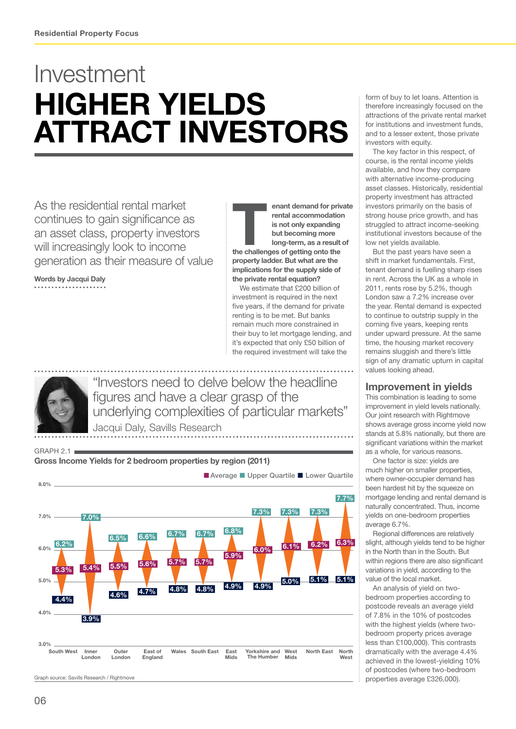# Investment

# HIGHER YIELDS ATTRACT INVESTORS

As the residential rental market continues to gain significance as an asset class, property investors will increasingly look to income generation as their measure of value

**Words by Jacqui Daly**

**Tenant demand for private rental accommodation is not only expanding but becoming more long-term, as a result of the challenges of getting onto the property ladder. But what are the implications for the supply side of the private rental equation?**

We estimate that £200 billion of investment is required in the next five years, if the demand for private renting is to be met. But banks remain much more constrained in their buy to let mortgage lending, and it's expected that only £50 billion of the required investment will take the form of buy to let loans. Attention is therefore increasingly focused on the attractions of the private rental market for institutions and investment funds, and to a lesser extent, those private investors with equity.

The key factor in this respect, of course, is the rental income yields available, and how they compare with alternative income-producing asset classes. Historically, residential property investment has attracted investors primarily on the basis of strong house price growth, and has struggled to attract income-seeking institutional investors because of the low net yields available.

But the past years have seen a shift in market fundamentals. First, tenant demand is fuelling sharp rises in rent. Across the UK as a whole in 2011, rents rose by 5.2%, though London saw a 7.2% increase over the year. Rental demand is expected to continue to outstrip supply in the coming five years, keeping rents under upward pressure. At the same time, the housing market recovery remains sluggish and there's little sign of any dramatic upturn in capital values looking ahead.

"Investors need to delve below the headline figures and have a clear grasp of the underlying complexities of particular markets"
Jacqui Daly, Savills Research

GRAPH 2.1

**Gross Income Yields for 2 bedroom properties by region (2011)**

| Region | Upper Quartile | Average | Lower Quartile |
|---|---|---|---|
| South West | 6.2% | 5.3% | 4.4% |
| Inner London | 7.0% | 5.4% | 3.9% |
| Outer London | 6.5% | 5.5% | 4.6% |
| East of England | 6.6% | 5.6% | 4.7% |
| Wales | 6.7% | 5.7% | 4.8% |
| South East | 6.7% | 5.7% | 4.8% |
| East Mids | 6.8% | 5.9% | 4.9% |
| Yorkshire and The Humber | 7.3% | 6.0% | 4.9% |
| West Mids | 7.3% | 6.1% | 5.0% |
| North East | 7.3% | 6.2% | 5.1% |
| North West | 7.7% | 6.3% | 5.1% |

Graph source: Savills Research / Rightmove

## Improvement in yields

This combination is leading to some improvement in yield levels nationally. Our joint research with Rightmove shows average gross income yield now stands at 5.8% nationally, but there are significant variations within the market as a whole, for various reasons.

One factor is size: yields are much higher on smaller properties, where owner-occupier demand has been hardest hit by the squeeze on mortgage lending and rental demand is naturally concentrated. Thus, income yields on one-bedroom properties average 6.7%.

Regional differences are relatively slight, although yields tend to be higher in the North than in the South. But within regions there are also significant variations in yield, according to the value of the local market.

An analysis of yield on two-bedroom properties according to postcode reveals an average yield of 7.8% in the 10% of postcodes with the highest yields (where two-bedroom property prices average less than £100,000). This contrasts dramatically with the average 4.4% achieved in the lowest-yielding 10% of postcodes (where two-bedroom properties average £326,000).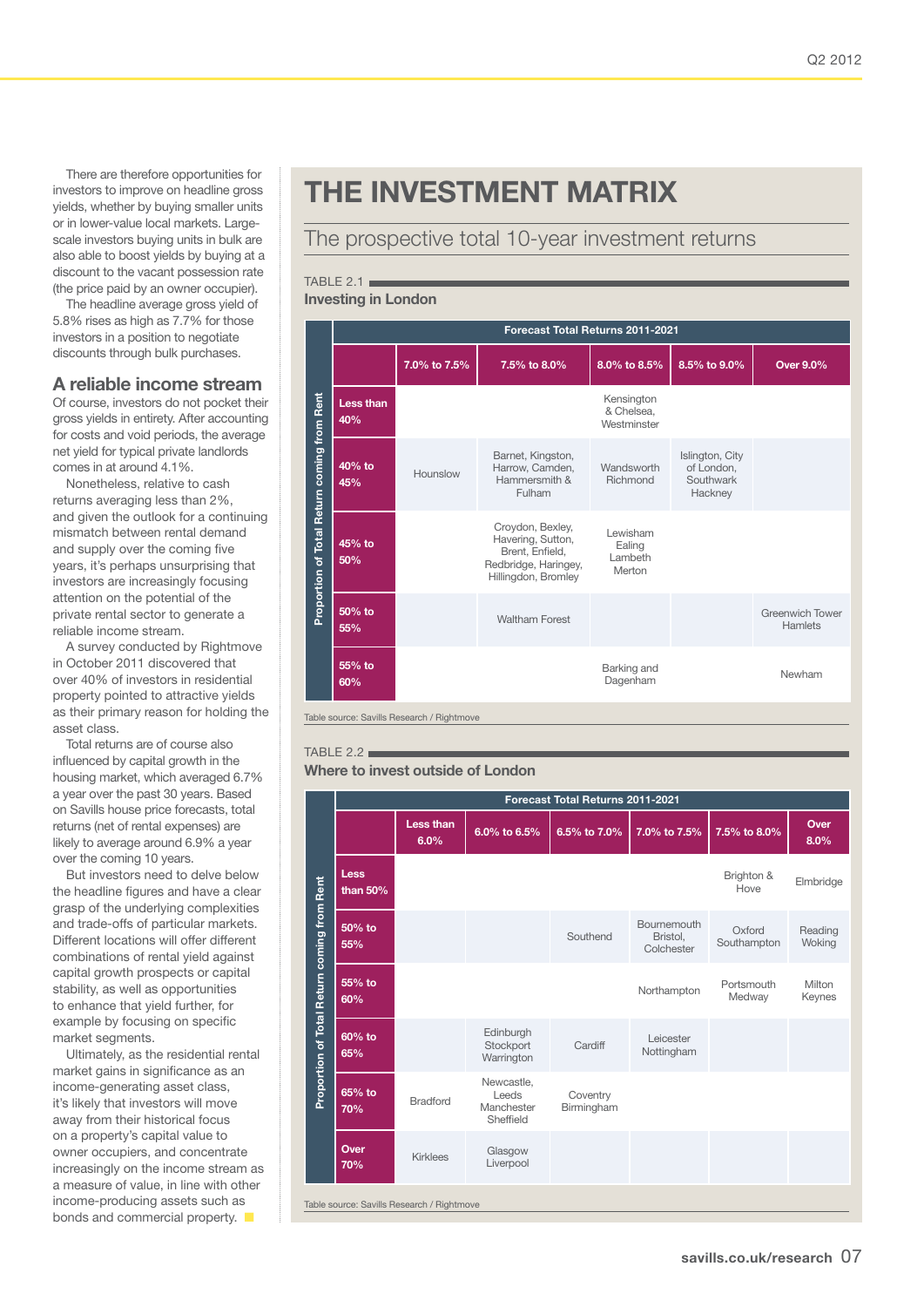There are therefore opportunities for investors to improve on headline gross yields, whether by buying smaller units or in lower-value local markets. Large-scale investors buying units in bulk are also able to boost yields by buying at a discount to the vacant possession rate (the price paid by an owner occupier).

The headline average gross yield of 5.8% rises as high as 7.7% for those investors in a position to negotiate discounts through bulk purchases.

## A reliable income stream

Of course, investors do not pocket their gross yields in entirety. After accounting for costs and void periods, the average net yield for typical private landlords comes in at around 4.1%.

Nonetheless, relative to cash returns averaging less than 2%, and given the outlook for a continuing mismatch between rental demand and supply over the coming five years, it's perhaps unsurprising that investors are increasingly focusing attention on the potential of the private rental sector to generate a reliable income stream.

A survey conducted by Rightmove in October 2011 discovered that over 40% of investors in residential property pointed to attractive yields as their primary reason for holding the asset class.

Total returns are of course also influenced by capital growth in the housing market, which averaged 6.7% a year over the past 30 years. Based on Savills house price forecasts, total returns (net of rental expenses) are likely to average around 6.9% a year over the coming 10 years.

But investors need to delve below the headline figures and have a clear grasp of the underlying complexities and trade-offs of particular markets. Different locations will offer different combinations of rental yield against capital growth prospects or capital stability, as well as opportunities to enhance that yield further, for example by focusing on specific market segments.

Ultimately, as the residential rental market gains in significance as an income-generating asset class, it's likely that investors will move away from their historical focus on a property's capital value to owner occupiers, and concentrate increasingly on the income stream as a measure of value, in line with other income-producing assets such as bonds and commercial property.

# THE INVESTMENT MATRIX

## The prospective total 10-year investment returns

TABLE 2.1
**Investing in London**

| Proportion of Total Return coming from Rent | Forecast Total Returns 2011-2021 | | | | |
|---|---|---|---|---|---|
| | **7.0% to 7.5%** | **7.5% to 8.0%** | **8.0% to 8.5%** | **8.5% to 9.0%** | **Over 9.0%** |
| **Less than 40%** | | | Kensington & Chelsea, Westminster | | |
| **40% to 45%** | Hounslow | Barnet, Kingston, Harrow, Camden, Hammersmith & Fulham | Wandsworth Richmond | Islington, City of London, Southwark Hackney | |
| **45% to 50%** | | Croydon, Bexley, Havering, Sutton, Brent, Enfield, Redbridge, Haringey, Hillingdon, Bromley | Lewisham Ealing Lambeth Merton | | |
| **50% to 55%** | | Waltham Forest | | | Greenwich Tower Hamlets |
| **55% to 60%** | | | Barking and Dagenham | | Newham |

Table source: Savills Research / Rightmove

TABLE 2.2
**Where to invest outside of London**

| Proportion of Total Return coming from Rent | Forecast Total Returns 2011-2021 | | | | | |
|---|---|---|---|---|---|---|
| | **Less than 6.0%** | **6.0% to 6.5%** | **6.5% to 7.0%** | **7.0% to 7.5%** | **7.5% to 8.0%** | **Over 8.0%** |
| **Less than 50%** | | | | | Brighton & Hove | Elmbridge |
| **50% to 55%** | | | Southend | Bournemouth Bristol, Colchester | Oxford Southampton | Reading Woking |
| **55% to 60%** | | | | Northampton | Portsmouth Medway | Milton Keynes |
| **60% to 65%** | | Edinburgh Stockport Warrington | Cardiff | Leicester Nottingham | | |
| **65% to 70%** | Bradford | Newcastle, Leeds Manchester Sheffield | Coventry Birmingham | | | |
| **Over 70%** | Kirklees | Glasgow Liverpool | | | | |

Table source: Savills Research / Rightmove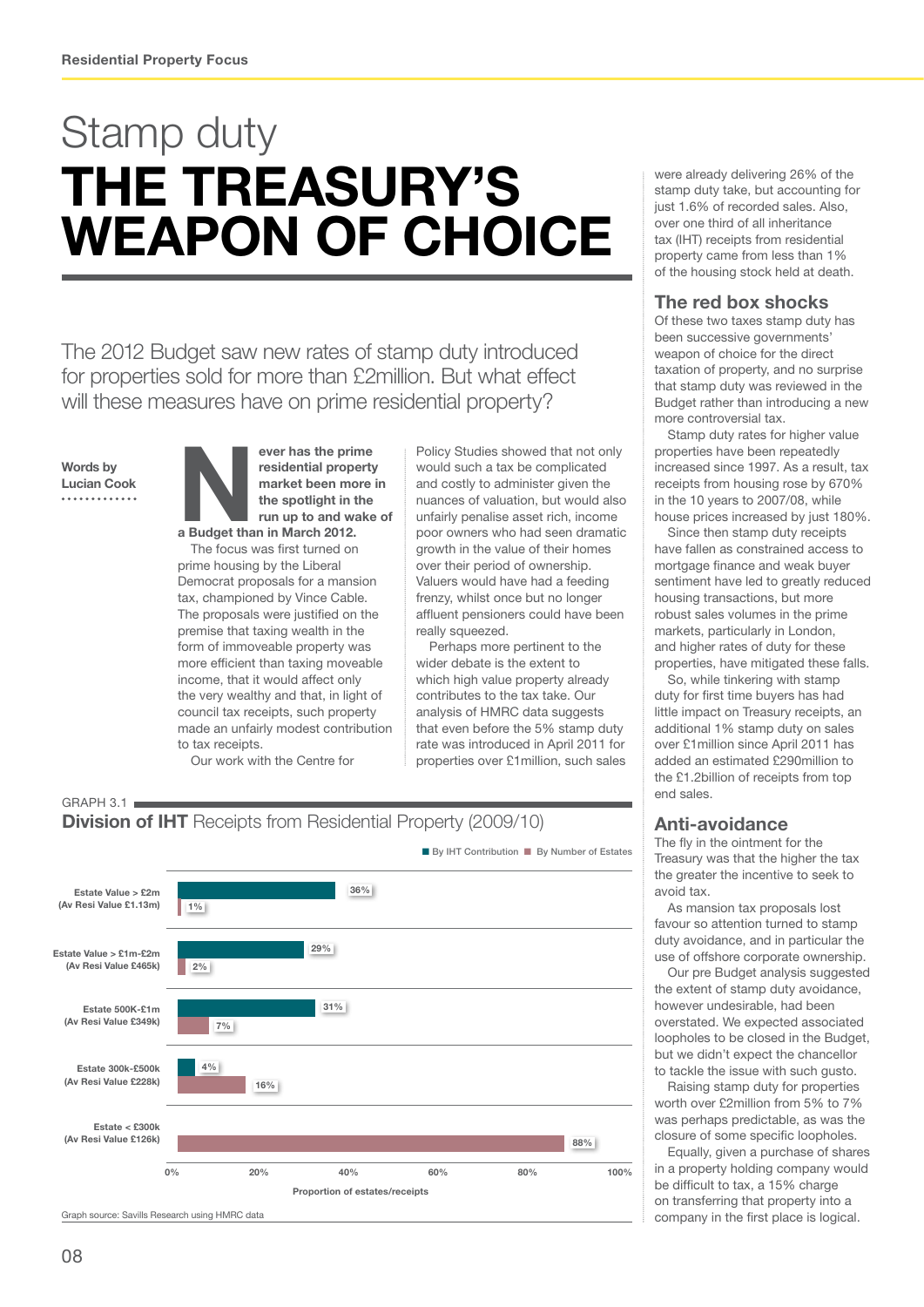# Stamp duty
# THE TREASURY'S WEAPON OF CHOICE

The 2012 Budget saw new rates of stamp duty introduced for properties sold for more than £2million. But what effect will these measures have on prime residential property?

**Words by Lucian Cook**

**Never has the prime residential property market been more in the spotlight in the run up to and wake of a Budget than in March 2012.**

The focus was first turned on prime housing by the Liberal Democrat proposals for a mansion tax, championed by Vince Cable. The proposals were justified on the premise that taxing wealth in the form of immoveable property was more efficient than taxing moveable income, that it would affect only the very wealthy and that, in light of council tax receipts, such property made an unfairly modest contribution to tax receipts.

Our work with the Centre for Policy Studies showed that not only would such a tax be complicated and costly to administer given the nuances of valuation, but would also unfairly penalise asset rich, income poor owners who had seen dramatic growth in the value of their homes over their period of ownership. Valuers would have had a feeding frenzy, whilst once but no longer affluent pensioners could have been really squeezed.

Perhaps more pertinent to the wider debate is the extent to which high value property already contributes to the tax take. Our analysis of HMRC data suggests that even before the 5% stamp duty rate was introduced in April 2011 for properties over £1million, such sales were already delivering 26% of the stamp duty take, but accounting for just 1.6% of recorded sales. Also, over one third of all inheritance tax (IHT) receipts from residential property came from less than 1% of the housing stock held at death.

## The red box shocks

Of these two taxes stamp duty has been successive governments' weapon of choice for the direct taxation of property, and no surprise that stamp duty was reviewed in the Budget rather than introducing a new more controversial tax.

Stamp duty rates for higher value properties have been repeatedly increased since 1997. As a result, tax receipts from housing rose by 670% in the 10 years to 2007/08, while house prices increased by just 180%.

Since then stamp duty receipts have fallen as constrained access to mortgage finance and weak buyer sentiment have led to greatly reduced housing transactions, but more robust sales volumes in the prime markets, particularly in London, and higher rates of duty for these properties, have mitigated these falls.

So, while tinkering with stamp duty for first time buyers has had little impact on Treasury receipts, an additional 1% stamp duty on sales over £1million since April 2011 has added an estimated £290million to the £1.2billion of receipts from top end sales.

## Anti-avoidance

The fly in the ointment for the Treasury was that the higher the tax the greater the incentive to seek to avoid tax.

As mansion tax proposals lost favour so attention turned to stamp duty avoidance, and in particular the use of offshore corporate ownership.

Our pre Budget analysis suggested the extent of stamp duty avoidance, however undesirable, had been overstated. We expected associated loopholes to be closed in the Budget, but we didn't expect the chancellor to tackle the issue with such gusto.

Raising stamp duty for properties worth over £2million from 5% to 7% was perhaps predictable, as was the closure of some specific loopholes.

Equally, given a purchase of shares in a property holding company would be difficult to tax, a 15% charge on transferring that property into a company in the first place is logical.

GRAPH 3.1
**Division of IHT** Receipts from Residential Property (2009/10)

| | By IHT Contribution | By Number of Estates |
|---|---|---|
| Estate Value > £2m (Av Resi Value £1.13m) | 36% | 1% |
| Estate Value > £1m-£2m (Av Resi Value £465k) | 29% | 2% |
| Estate 500K-£1m (Av Resi Value £349k) | 31% | 7% |
| Estate 300k-£500k (Av Resi Value £228k) | 4% | 16% |
| Estate < £300k (Av Resi Value £126k) | | 88% |

Proportion of estates/receipts

Graph source: Savills Research using HMRC data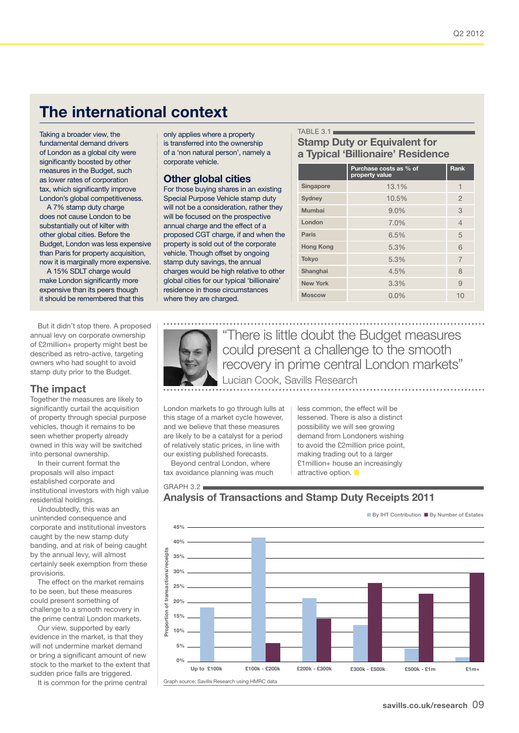## The international context

Taking a broader view, the fundamental demand drivers of London as a global city were significantly boosted by other measures in the Budget, such as lower rates of corporation tax, which significantly improve London's global competitiveness.

A 7% stamp duty charge does not cause London to be substantially out of kilter with other global cities. Before the Budget, London was less expensive than Paris for property acquisition, now it is marginally more expensive.

A 15% SDLT charge would make London significantly more expensive than its peers though it should be remembered that this only applies where a property is transferred into the ownership of a 'non natural person', namely a corporate vehicle.

### Other global cities

For those buying shares in an existing Special Purpose Vehicle stamp duty will not be a consideration, rather they will be focused on the prospective annual charge and the effect of a proposed CGT charge, if and when the property is sold out of the corporate vehicle. Though offset by ongoing stamp duty savings, the annual charges would be high relative to other global cities for our typical 'billionaire' residence in those circumstances where they are charged.

TABLE 3.1

**Stamp Duty or Equivalent for a Typical 'Billionaire' Residence**

| | Purchase costs as % of property value | Rank |
|---|---|---|
| Singapore | 13.1% | 1 |
| Sydney | 10.5% | 2 |
| Mumbai | 9.0% | 3 |
| London | 7.0% | 4 |
| Paris | 6.5% | 5 |
| Hong Kong | 5.3% | 6 |
| Tokyo | 5.3% | 7 |
| Shanghai | 4.5% | 8 |
| New York | 3.3% | 9 |
| Moscow | 0.0% | 10 |

But it didn't stop there. A proposed annual levy on corporate ownership of £2million+ property might best be described as retro-active, targeting owners who had sought to avoid stamp duty prior to the Budget.

### The impact

Together the measures are likely to significantly curtail the acquisition of property through special purpose vehicles, though it remains to be seen whether property already owned in this way will be switched into personal ownership.

In their current format the proposals will also impact established corporate and institutional investors with high value residential holdings.

Undoubtedly, this was an unintended consequence and corporate and institutional investors caught by the new stamp duty banding, and at risk of being caught by the annual levy, will almost certainly seek exemption from these provisions.

The effect on the market remains to be seen, but these measures could present something of challenge to a smooth recovery in the prime central London markets.

Our view, supported by early evidence in the market, is that they will not undermine market demand or bring a significant amount of new stock to the market to the extent that sudden price falls are triggered.

It is common for the prime central London markets to go through lulls at this stage of a market cycle however, and we believe that these measures are likely to be a catalyst for a period of relatively static prices, in line with our existing published forecasts.

> "There is little doubt the Budget measures could present a challenge to the smooth recovery in prime central London markets"
>
> Lucian Cook, Savills Research

Beyond central London, where tax avoidance planning was much less common, the effect will be lessened. There is also a distinct possibility we will see growing demand from Londoners wishing to avoid the £2million price point, making trading out to a larger £1million+ house an increasingly attractive option.

GRAPH 3.2

**Analysis of Transactions and Stamp Duty Receipts 2011**

| Price band | By IHT Contribution | By Number of Estates |
|---|---|---|
| Up to £100k | ~18% | — |
| £100k - £200k | ~41% | ~6% |
| £200k - £300k | ~21% | ~14% |
| £300k - £500k | ~12% | ~26% |
| £500k - £1m | ~4% | ~23% |
| £1m+ | ~1% | ~30% |

Graph source: Savills Research using HMRC data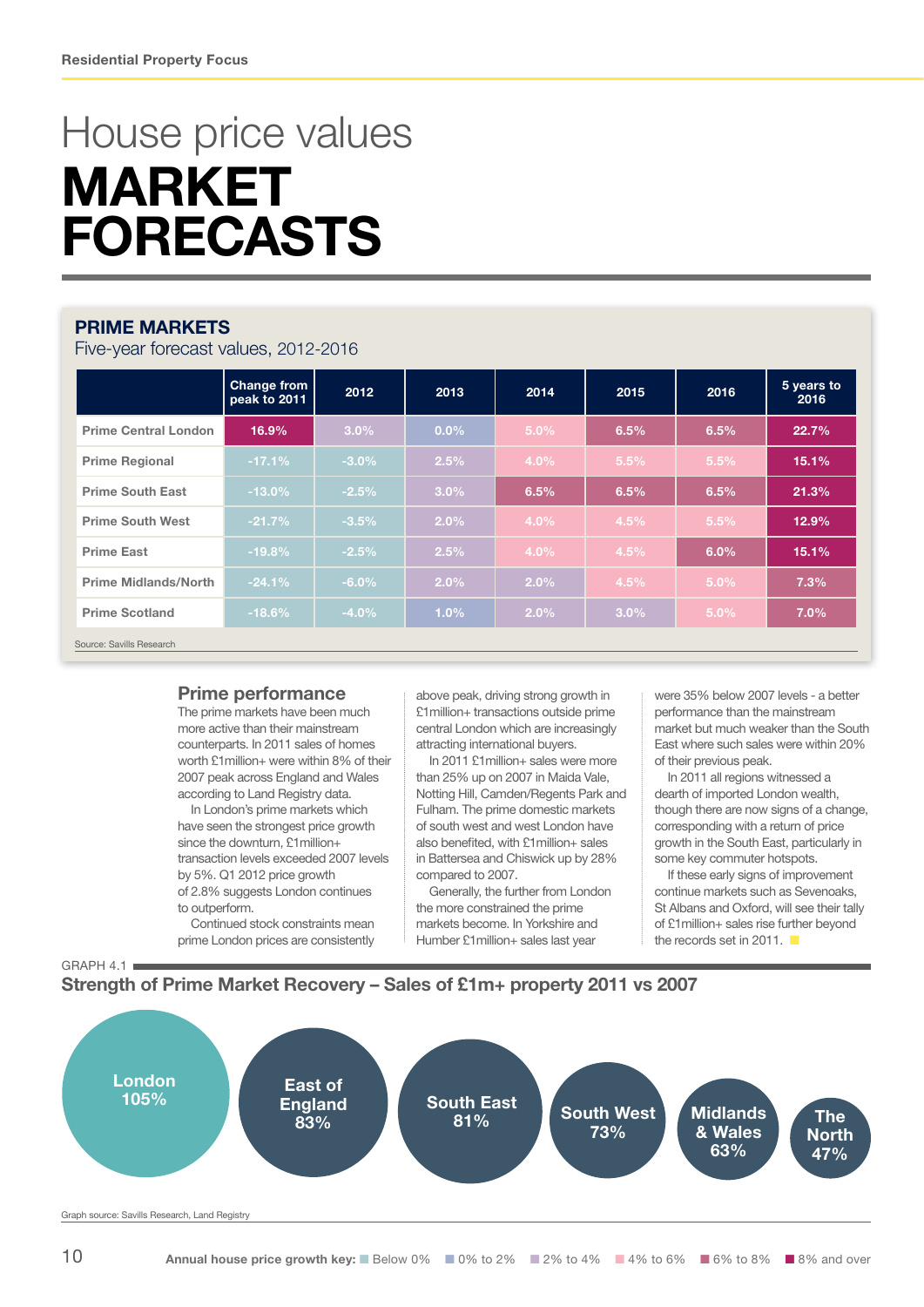# House price values

# MARKET FORECASTS

## PRIME MARKETS

Five-year forecast values, 2012-2016

| | Change from peak to 2011 | 2012 | 2013 | 2014 | 2015 | 2016 | 5 years to 2016 |
|---|---|---|---|---|---|---|---|
| Prime Central London | 16.9% | 3.0% | 0.0% | 5.0% | 6.5% | 6.5% | 22.7% |
| Prime Regional | -17.1% | -3.0% | 2.5% | 4.0% | 5.5% | 5.5% | 15.1% |
| Prime South East | -13.0% | -2.5% | 3.0% | 6.5% | 6.5% | 6.5% | 21.3% |
| Prime South West | -21.7% | -3.5% | 2.0% | 4.0% | 4.5% | 5.5% | 12.9% |
| Prime East | -19.8% | -2.5% | 2.5% | 4.0% | 4.5% | 6.0% | 15.1% |
| Prime Midlands/North | -24.1% | -6.0% | 2.0% | 2.0% | 4.5% | 5.0% | 7.3% |
| Prime Scotland | -18.6% | -4.0% | 1.0% | 2.0% | 3.0% | 5.0% | 7.0% |

Source: Savills Research

### Prime performance

The prime markets have been much more active than their mainstream counterparts. In 2011 sales of homes worth £1million+ were within 8% of their 2007 peak across England and Wales according to Land Registry data.

In London's prime markets which have seen the strongest price growth since the downturn, £1million+ transaction levels exceeded 2007 levels by 5%. Q1 2012 price growth of 2.8% suggests London continues to outperform.

Continued stock constraints mean prime London prices are consistently above peak, driving strong growth in £1million+ transactions outside prime central London which are increasingly attracting international buyers.

In 2011 £1million+ sales were more than 25% up on 2007 in Maida Vale, Notting Hill, Camden/Regents Park and Fulham. The prime domestic markets of south west and west London have also benefited, with £1million+ sales in Battersea and Chiswick up by 28% compared to 2007.

Generally, the further from London the more constrained the prime markets become. In Yorkshire and Humber £1million+ sales last year were 35% below 2007 levels - a better performance than the mainstream market but much weaker than the South East where such sales were within 20% of their previous peak.

In 2011 all regions witnessed a dearth of imported London wealth, though there are now signs of a change, corresponding with a return of price growth in the South East, particularly in some key commuter hotspots.

If these early signs of improvement continue markets such as Sevenoaks, St Albans and Oxford, will see their tally of £1million+ sales rise further beyond the records set in 2011.

GRAPH 4.1

**Strength of Prime Market Recovery – Sales of £1m+ property 2011 vs 2007**

London 105% | East of England 83% | South East 81% | South West 73% | Midlands & Wales 63% | The North 47%

Graph source: Savills Research, Land Registry

**Annual house price growth key:** Below 0% | 0% to 2% | 2% to 4% | 4% to 6% | 6% to 8% | 8% and over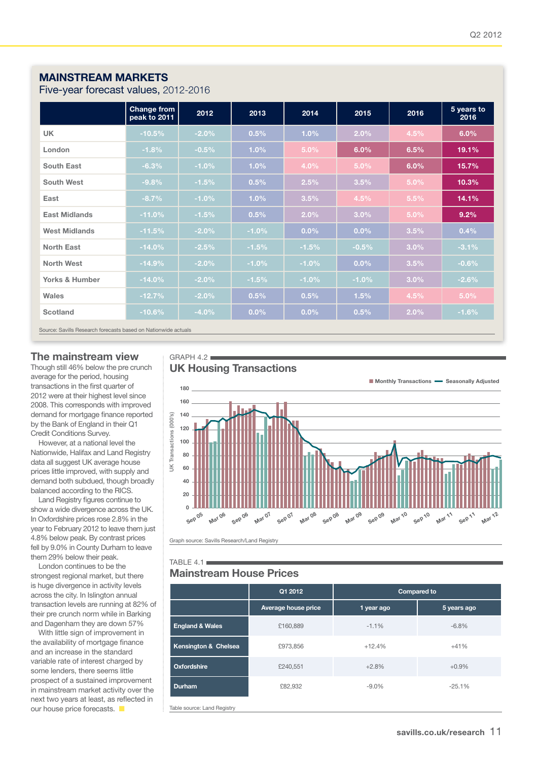## MAINSTREAM MARKETS

Five-year forecast values, 2012-2016

| | Change from peak to 2011 | 2012 | 2013 | 2014 | 2015 | 2016 | 5 years to 2016 |
|---|---|---|---|---|---|---|---|
| UK | -10.5% | -2.0% | 0.5% | 1.0% | 2.0% | 4.5% | 6.0% |
| London | -1.8% | -0.5% | 1.0% | 5.0% | 6.0% | 6.5% | 19.1% |
| South East | -6.3% | -1.0% | 1.0% | 4.0% | 5.0% | 6.0% | 15.7% |
| South West | -9.8% | -1.5% | 0.5% | 2.5% | 3.5% | 5.0% | 10.3% |
| East | -8.7% | -1.0% | 1.0% | 3.5% | 4.5% | 5.5% | 14.1% |
| East Midlands | -11.0% | -1.5% | 0.5% | 2.0% | 3.0% | 5.0% | 9.2% |
| West Midlands | -11.5% | -2.0% | -1.0% | 0.0% | 0.0% | 3.5% | 0.4% |
| North East | -14.0% | -2.5% | -1.5% | -1.5% | -0.5% | 3.0% | -3.1% |
| North West | -14.9% | -2.0% | -1.0% | -1.0% | 0.0% | 3.5% | -0.6% |
| Yorks & Humber | -14.0% | -2.0% | -1.5% | -1.0% | -1.0% | 3.0% | -2.6% |
| Wales | -12.7% | -2.0% | 0.5% | 0.5% | 1.5% | 4.5% | 5.0% |
| Scotland | -10.6% | -4.0% | 0.0% | 0.0% | 0.5% | 2.0% | -1.6% |

Source: Savills Research forecasts based on Nationwide actuals

## The mainstream view

Though still 46% below the pre crunch average for the period, housing transactions in the first quarter of 2012 were at their highest level since 2008. This corresponds with improved demand for mortgage finance reported by the Bank of England in their Q1 Credit Conditions Survey.

However, at a national level the Nationwide, Halifax and Land Registry data all suggest UK average house prices little improved, with supply and demand both subdued, though broadly balanced according to the RICS.

Land Registry figures continue to show a wide divergence across the UK. In Oxfordshire prices rose 2.8% in the year to February 2012 to leave them just 4.8% below peak. By contrast prices fell by 9.0% in County Durham to leave them 29% below their peak.

London continues to be the strongest regional market, but there is huge divergence in activity levels across the city. In Islington annual transaction levels are running at 82% of their pre crunch norm while in Barking and Dagenham they are down 57%

With little sign of improvement in the availability of mortgage finance and an increase in the standard variable rate of interest charged by some lenders, there seems little prospect of a sustained improvement in mainstream market activity over the next two years at least, as reflected in our house price forecasts.

GRAPH 4.2

### UK Housing Transactions

Graph source: Savills Research/Land Registry

TABLE 4.1

### Mainstream House Prices

| | Q1 2012 | Compared to | |
|---|---|---|---|
| | Average house price | 1 year ago | 5 years ago |
| England & Wales | £160,889 | -1.1% | -6.8% |
| Kensington & Chelsea | £973,856 | +12.4% | +41% |
| Oxfordshire | £240,551 | +2.8% | +0.9% |
| Durham | £82,932 | -9.0% | -25.1% |

Table source: Land Registry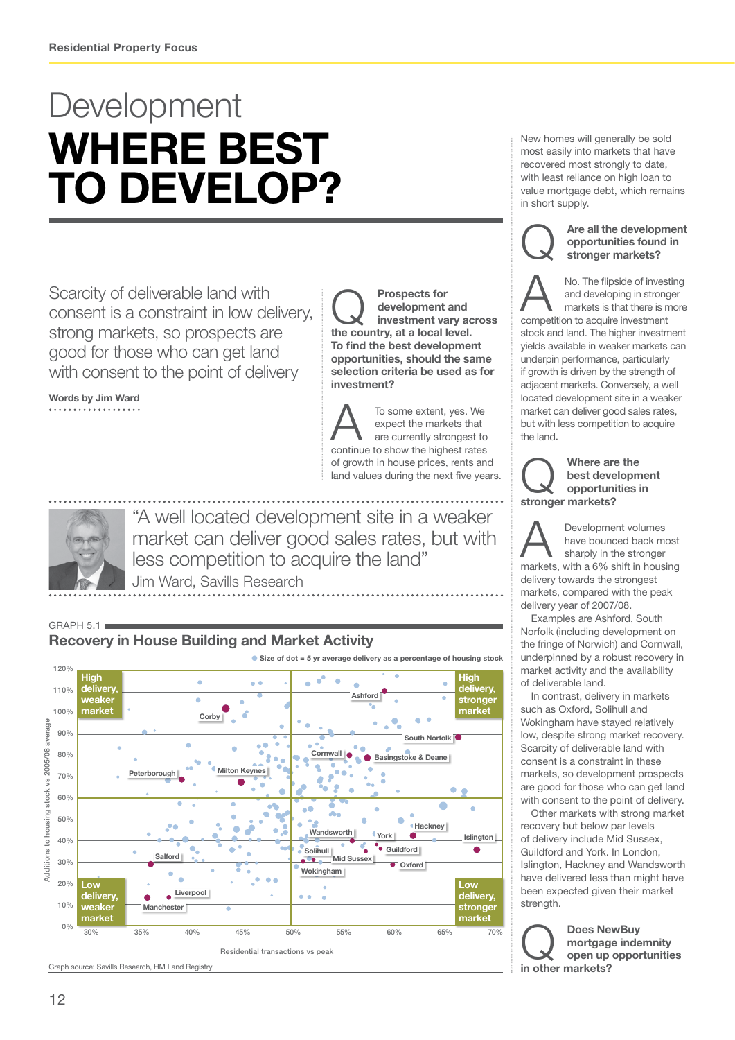# Development

# WHERE BEST TO DEVELOP?

Scarcity of deliverable land with consent is a constraint in low delivery, strong markets, so prospects are good for those who can get land with consent to the point of delivery

**Words by Jim Ward**

**Q Prospects for development and investment vary across the country, at a local level. To find the best development opportunities, should the same selection criteria be used as for investment?**

A To some extent, yes. We expect the markets that are currently strongest to continue to show the highest rates of growth in house prices, rents and land values during the next five years.

"A well located development site in a weaker market can deliver good sales rates, but with less competition to acquire the land"
Jim Ward, Savills Research

GRAPH 5.1

**Recovery in House Building and Market Activity**

Size of dot = 5 yr average delivery as a percentage of housing stock

Quadrants: High delivery, weaker market (top left); High delivery, stronger market (top right); Low delivery, weaker market (bottom left); Low delivery, stronger market (bottom right).

Y-axis: Additions to housing stock vs 2005/08 average (0%–120%). X-axis: Residential transactions vs peak (30%–70%).

Labelled points: Ashford, Corby, South Norfolk, Cornwall, Basingstoke & Deane, Peterborough, Milton Keynes, Hackney, Wandsworth, York, Islington, Solihull, Guildford, Salford, Mid Sussex, Oxford, Wokingham, Liverpool, Manchester.

Graph source: Savills Research, HM Land Registry

New homes will generally be sold most easily into markets that have recovered most strongly to date, with least reliance on high loan to value mortgage debt, which remains in short supply.

**Q Are all the development opportunities found in stronger markets?**

A No. The flipside of investing and developing in stronger markets is that there is more competition to acquire investment stock and land. The higher investment yields available in weaker markets can underpin performance, particularly if growth is driven by the strength of adjacent markets. Conversely, a well located development site in a weaker market can deliver good sales rates, but with less competition to acquire the land.

**Q Where are the best development opportunities in stronger markets?**

A Development volumes have bounced back most sharply in the stronger markets, with a 6% shift in housing delivery towards the strongest markets, compared with the peak delivery year of 2007/08.

Examples are Ashford, South Norfolk (including development on the fringe of Norwich) and Cornwall, underpinned by a robust recovery in market activity and the availability of deliverable land.

In contrast, delivery in markets such as Oxford, Solihull and Wokingham have stayed relatively low, despite strong market recovery. Scarcity of deliverable land with consent is a constraint in these markets, so development prospects are good for those who can get land with consent to the point of delivery.

Other markets with strong market recovery but below par levels of delivery include Mid Sussex, Guildford and York. In London, Islington, Hackney and Wandsworth have delivered less than might have been expected given their market strength.

**Q Does NewBuy mortgage indemnity open up opportunities in other markets?**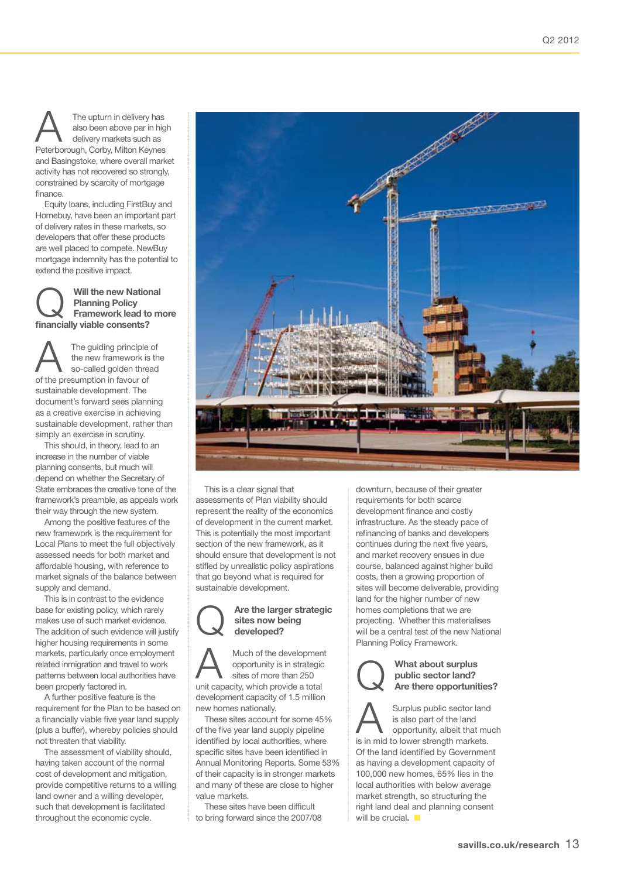**A** The upturn in delivery has also been above par in high delivery markets such as Peterborough, Corby, Milton Keynes and Basingstoke, where overall market activity has not recovered so strongly, constrained by scarcity of mortgage finance.

Equity loans, including FirstBuy and Homebuy, have been an important part of delivery rates in these markets, so developers that offer these products are well placed to compete. NewBuy mortgage indemnity has the potential to extend the positive impact.

**Q Will the new National Planning Policy Framework lead to more financially viable consents?**

**A** The guiding principle of the new framework is the so-called golden thread of the presumption in favour of sustainable development. The document's forward sees planning as a creative exercise in achieving sustainable development, rather than simply an exercise in scrutiny.

This should, in theory, lead to an increase in the number of viable planning consents, but much will depend on whether the Secretary of State embraces the creative tone of the framework's preamble, as appeals work their way through the new system.

Among the positive features of the new framework is the requirement for Local Plans to meet the full objectively assessed needs for both market and affordable housing, with reference to market signals of the balance between supply and demand.

This is in contrast to the evidence base for existing policy, which rarely makes use of such market evidence. The addition of such evidence will justify higher housing requirements in some markets, particularly once employment related inmigration and travel to work patterns between local authorities have been properly factored in.

A further positive feature is the requirement for the Plan to be based on a financially viable five year land supply (plus a buffer), whereby policies should not threaten that viability.

The assessment of viability should, having taken account of the normal cost of development and mitigation, provide competitive returns to a willing land owner and a willing developer, such that development is facilitated throughout the economic cycle.

This is a clear signal that assessments of Plan viability should represent the reality of the economics of development in the current market. This is potentially the most important section of the new framework, as it should ensure that development is not stifled by unrealistic policy aspirations that go beyond what is required for sustainable development.

**Q Are the larger strategic sites now being developed?**

**A** Much of the development opportunity is in strategic sites of more than 250 unit capacity, which provide a total development capacity of 1.5 million new homes nationally.

These sites account for some 45% of the five year land supply pipeline identified by local authorities, where specific sites have been identified in Annual Monitoring Reports. Some 53% of their capacity is in stronger markets and many of these are close to higher value markets.

These sites have been difficult to bring forward since the 2007/08 downturn, because of their greater requirements for both scarce development finance and costly infrastructure. As the steady pace of refinancing of banks and developers continues during the next five years, and market recovery ensues in due course, balanced against higher build costs, then a growing proportion of sites will become deliverable, providing land for the higher number of new homes completions that we are projecting. Whether this materialises will be a central test of the new National Planning Policy Framework.

**Q What about surplus public sector land? Are there opportunities?**

**A** Surplus public sector land is also part of the land opportunity, albeit that much is in mid to lower strength markets. Of the land identified by Government as having a development capacity of 100,000 new homes, 65% lies in the local authorities with below average market strength, so structuring the right land deal and planning consent will be crucial.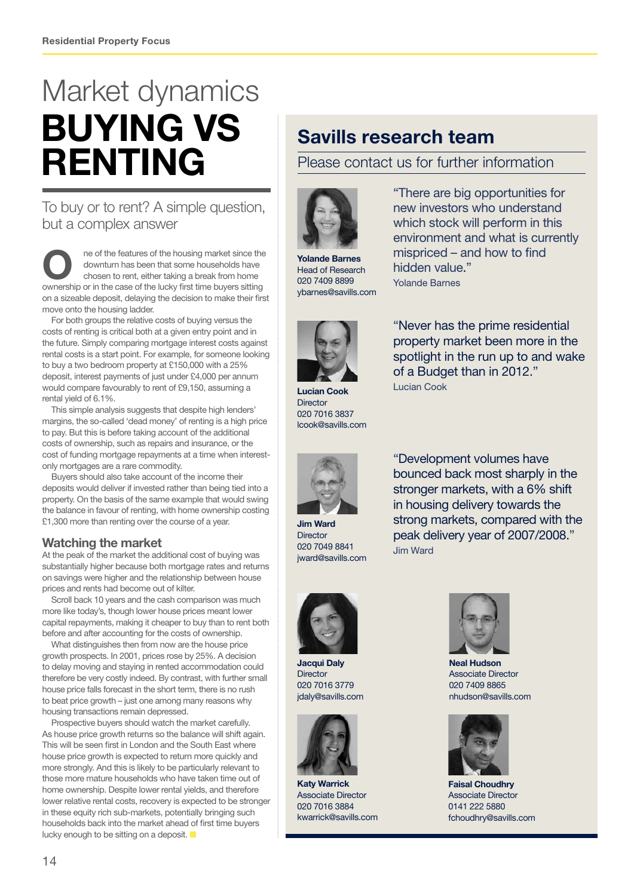# Market dynamics
# BUYING VS RENTING

To buy or to rent? A simple question, but a complex answer

One of the features of the housing market since the downturn has been that some households have chosen to rent, either taking a break from home ownership or in the case of the lucky first time buyers sitting on a sizeable deposit, delaying the decision to make their first move onto the housing ladder.

For both groups the relative costs of buying versus the costs of renting is critical both at a given entry point and in the future. Simply comparing mortgage interest costs against rental costs is a start point. For example, for someone looking to buy a two bedroom property at £150,000 with a 25% deposit, interest payments of just under £4,000 per annum would compare favourably to rent of £9,150, assuming a rental yield of 6.1%.

This simple analysis suggests that despite high lenders' margins, the so-called 'dead money' of renting is a high price to pay. But this is before taking account of the additional costs of ownership, such as repairs and insurance, or the cost of funding mortgage repayments at a time when interest-only mortgages are a rare commodity.

Buyers should also take account of the income their deposits would deliver if invested rather than being tied into a property. On the basis of the same example that would swing the balance in favour of renting, with home ownership costing £1,300 more than renting over the course of a year.

### Watching the market

At the peak of the market the additional cost of buying was substantially higher because both mortgage rates and returns on savings were higher and the relationship between house prices and rents had become out of kilter.

Scroll back 10 years and the cash comparison was much more like today's, though lower house prices meant lower capital repayments, making it cheaper to buy than to rent both before and after accounting for the costs of ownership.

What distinguishes then from now are the house price growth prospects. In 2001, prices rose by 25%. A decision to delay moving and staying in rented accommodation could therefore be very costly indeed. By contrast, with further small house price falls forecast in the short term, there is no rush to beat price growth – just one among many reasons why housing transactions remain depressed.

Prospective buyers should watch the market carefully. As house price growth returns so the balance will shift again. This will be seen first in London and the South East where house price growth is expected to return more quickly and more strongly. And this is likely to be particularly relevant to those more mature households who have taken time out of home ownership. Despite lower rental yields, and therefore lower relative rental costs, recovery is expected to be stronger in these equity rich sub-markets, potentially bringing such households back into the market ahead of first time buyers lucky enough to be sitting on a deposit.

## Savills research team

Please contact us for further information

**Yolande Barnes**
Head of Research
020 7409 8899
ybarnes@savills.com

"There are big opportunities for new investors who understand which stock will perform in this environment and what is currently mispriced – and how to find hidden value."
Yolande Barnes

**Lucian Cook**
Director
020 7016 3837
lcook@savills.com

"Never has the prime residential property market been more in the spotlight in the run up to and wake of a Budget than in 2012."
Lucian Cook

**Jim Ward**
Director
020 7049 8841
jward@savills.com

"Development volumes have bounced back most sharply in the stronger markets, with a 6% shift in housing delivery towards the strong markets, compared with the peak delivery year of 2007/2008."
Jim Ward

**Jacqui Daly**
Director
020 7016 3779
jdaly@savills.com

**Neal Hudson**
Associate Director
020 7409 8865
nhudson@savills.com

**Katy Warrick**
Associate Director
020 7016 3884
kwarrick@savills.com

**Faisal Choudhry**
Associate Director
0141 222 5880
fchoudhry@savills.com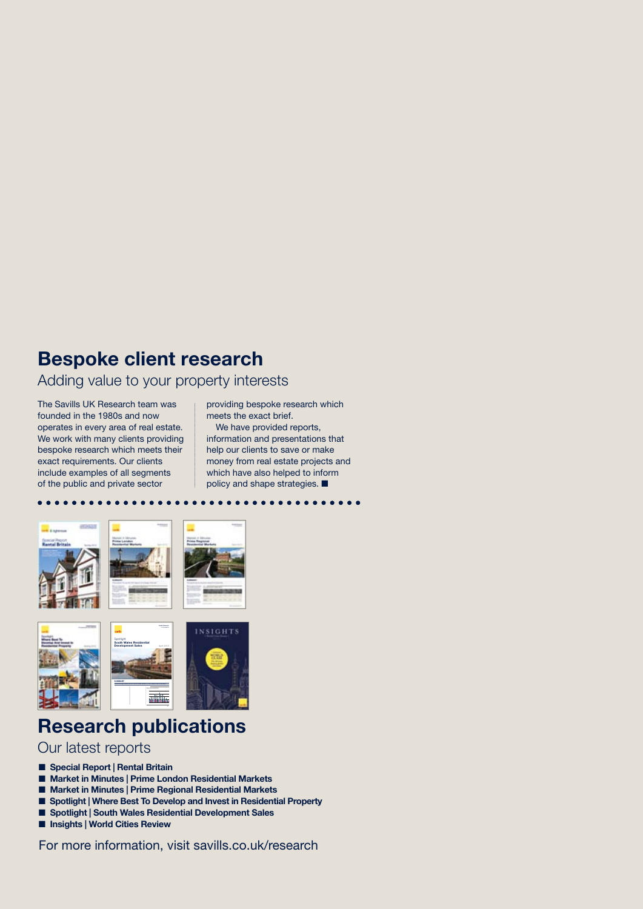## Bespoke client research

Adding value to your property interests

The Savills UK Research team was founded in the 1980s and now operates in every area of real estate. We work with many clients providing bespoke research which meets their exact requirements. Our clients include examples of all segments of the public and private sector providing bespoke research which meets the exact brief.

We have provided reports, information and presentations that help our clients to save or make money from real estate projects and which have also helped to inform policy and shape strategies. ■

## Research publications

Our latest reports

- **Special Report | Rental Britain**
- **Market in Minutes | Prime London Residential Markets**
- **Market in Minutes | Prime Regional Residential Markets**
- **Spotlight | Where Best To Develop and Invest in Residential Property**
- **Spotlight | South Wales Residential Development Sales**
- **Insights | World Cities Review**

For more information, visit savills.co.uk/research